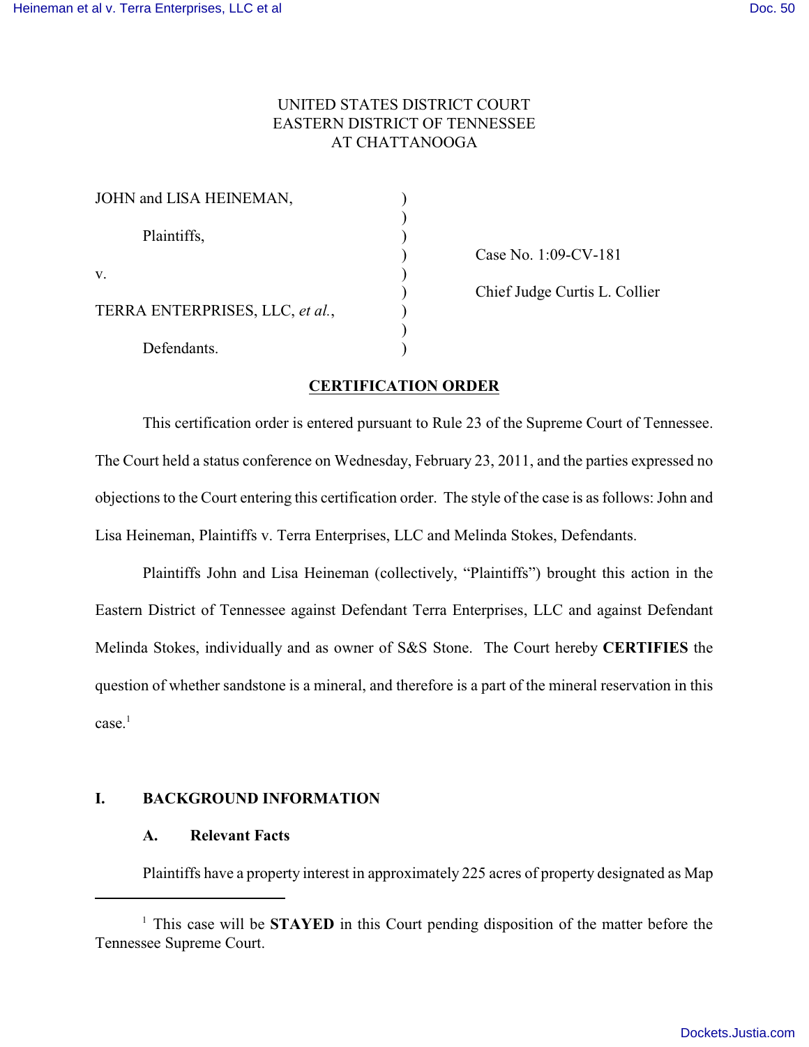UNITED STATES DISTRICT COURT
EASTERN DISTRICT OF TENNESSEE
AT CHATTANOOGA

| | | |
|---|---|---|
| JOHN and LISA HEINEMAN, | ) | |
| Plaintiffs, | ) | Case No. 1:09-CV-181 |
| v. | ) | Chief Judge Curtis L. Collier |
| TERRA ENTERPRISES, LLC, *et al.*, | ) | |
| Defendants. | ) | |

## CERTIFICATION ORDER

This certification order is entered pursuant to Rule 23 of the Supreme Court of Tennessee. The Court held a status conference on Wednesday, February 23, 2011, and the parties expressed no objections to the Court entering this certification order. The style of the case is as follows: John and Lisa Heineman, Plaintiffs v. Terra Enterprises, LLC and Melinda Stokes, Defendants.

Plaintiffs John and Lisa Heineman (collectively, "Plaintiffs") brought this action in the Eastern District of Tennessee against Defendant Terra Enterprises, LLC and against Defendant Melinda Stokes, individually and as owner of S&S Stone. The Court hereby **CERTIFIES** the question of whether sandstone is a mineral, and therefore is a part of the mineral reservation in this case.[1]

### I. BACKGROUND INFORMATION

#### A. Relevant Facts

Plaintiffs have a property interest in approximately 225 acres of property designated as Map

[1] This case will be **STAYED** in this Court pending disposition of the matter before the Tennessee Supreme Court.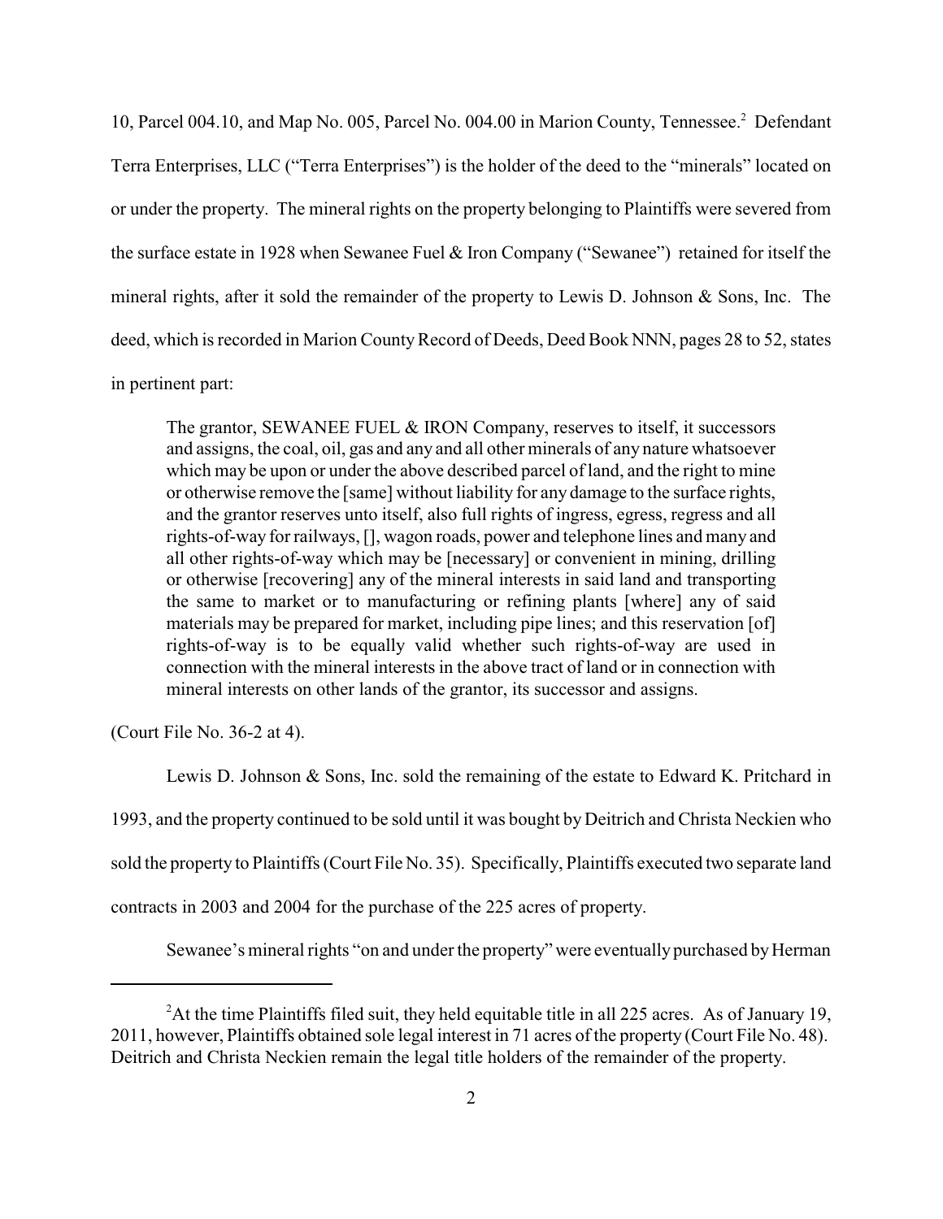10, Parcel 004.10, and Map No. 005, Parcel No. 004.00 in Marion County, Tennessee.[2] Defendant Terra Enterprises, LLC ("Terra Enterprises") is the holder of the deed to the "minerals" located on or under the property. The mineral rights on the property belonging to Plaintiffs were severed from the surface estate in 1928 when Sewanee Fuel & Iron Company ("Sewanee") retained for itself the mineral rights, after it sold the remainder of the property to Lewis D. Johnson & Sons, Inc. The deed, which is recorded in Marion County Record of Deeds, Deed Book NNN, pages 28 to 52, states in pertinent part:

> The grantor, SEWANEE FUEL & IRON Company, reserves to itself, it successors and assigns, the coal, oil, gas and any and all other minerals of any nature whatsoever which may be upon or under the above described parcel of land, and the right to mine or otherwise remove the [same] without liability for any damage to the surface rights, and the grantor reserves unto itself, also full rights of ingress, egress, regress and all rights-of-way for railways, [], wagon roads, power and telephone lines and many and all other rights-of-way which may be [necessary] or convenient in mining, drilling or otherwise [recovering] any of the mineral interests in said land and transporting the same to market or to manufacturing or refining plants [where] any of said materials may be prepared for market, including pipe lines; and this reservation [of] rights-of-way is to be equally valid whether such rights-of-way are used in connection with the mineral interests in the above tract of land or in connection with mineral interests on other lands of the grantor, its successor and assigns.

(Court File No. 36-2 at 4).

Lewis D. Johnson & Sons, Inc. sold the remaining of the estate to Edward K. Pritchard in 1993, and the property continued to be sold until it was bought by Deitrich and Christa Neckien who sold the property to Plaintiffs (Court File No. 35). Specifically, Plaintiffs executed two separate land contracts in 2003 and 2004 for the purchase of the 225 acres of property.

Sewanee's mineral rights "on and under the property" were eventually purchased by Herman

[2] At the time Plaintiffs filed suit, they held equitable title in all 225 acres. As of January 19, 2011, however, Plaintiffs obtained sole legal interest in 71 acres of the property (Court File No. 48). Deitrich and Christa Neckien remain the legal title holders of the remainder of the property.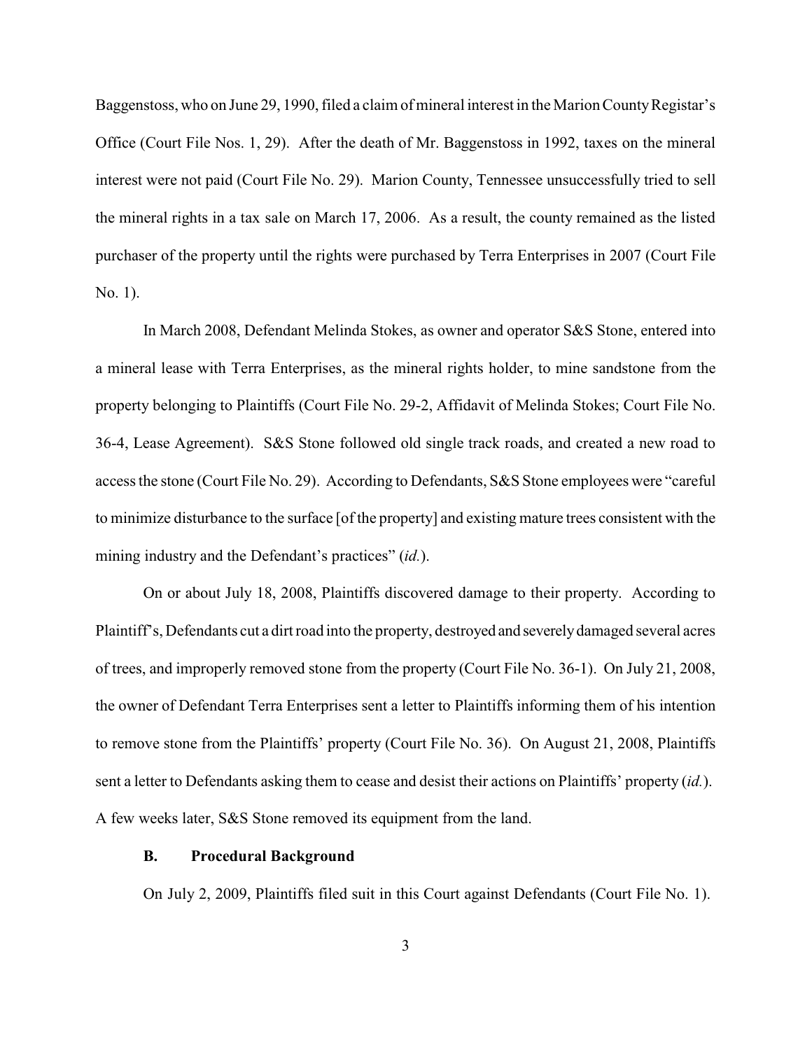Baggenstoss, who on June 29, 1990, filed a claim of mineral interest in the Marion County Registar's Office (Court File Nos. 1, 29). After the death of Mr. Baggenstoss in 1992, taxes on the mineral interest were not paid (Court File No. 29). Marion County, Tennessee unsuccessfully tried to sell the mineral rights in a tax sale on March 17, 2006. As a result, the county remained as the listed purchaser of the property until the rights were purchased by Terra Enterprises in 2007 (Court File No. 1).

In March 2008, Defendant Melinda Stokes, as owner and operator S&S Stone, entered into a mineral lease with Terra Enterprises, as the mineral rights holder, to mine sandstone from the property belonging to Plaintiffs (Court File No. 29-2, Affidavit of Melinda Stokes; Court File No. 36-4, Lease Agreement). S&S Stone followed old single track roads, and created a new road to access the stone (Court File No. 29). According to Defendants, S&S Stone employees were "careful to minimize disturbance to the surface [of the property] and existing mature trees consistent with the mining industry and the Defendant's practices" (*id.*).

On or about July 18, 2008, Plaintiffs discovered damage to their property. According to Plaintiff's, Defendants cut a dirt road into the property, destroyed and severely damaged several acres of trees, and improperly removed stone from the property (Court File No. 36-1). On July 21, 2008, the owner of Defendant Terra Enterprises sent a letter to Plaintiffs informing them of his intention to remove stone from the Plaintiffs' property (Court File No. 36). On August 21, 2008, Plaintiffs sent a letter to Defendants asking them to cease and desist their actions on Plaintiffs' property (*id.*). A few weeks later, S&S Stone removed its equipment from the land.

### B. Procedural Background

On July 2, 2009, Plaintiffs filed suit in this Court against Defendants (Court File No. 1).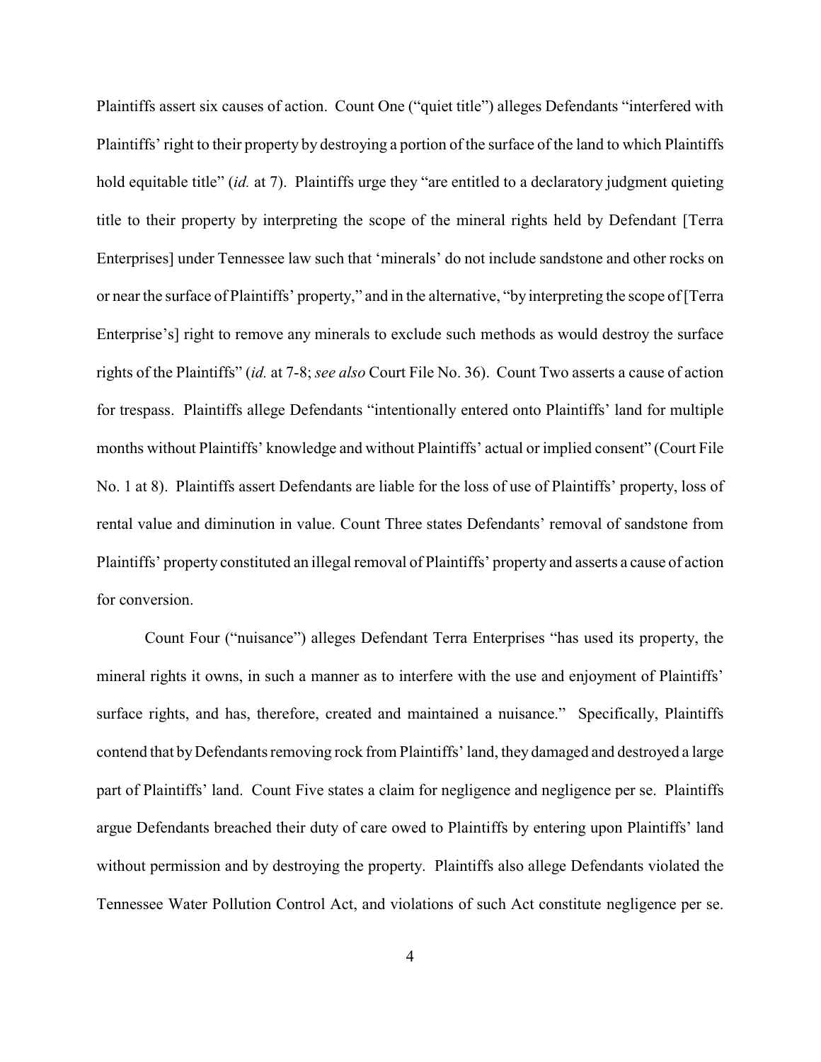Plaintiffs assert six causes of action. Count One ("quiet title") alleges Defendants "interfered with Plaintiffs' right to their property by destroying a portion of the surface of the land to which Plaintiffs hold equitable title" (*id.* at 7). Plaintiffs urge they "are entitled to a declaratory judgment quieting title to their property by interpreting the scope of the mineral rights held by Defendant [Terra Enterprises] under Tennessee law such that 'minerals' do not include sandstone and other rocks on or near the surface of Plaintiffs' property," and in the alternative, "by interpreting the scope of [Terra Enterprise's] right to remove any minerals to exclude such methods as would destroy the surface rights of the Plaintiffs" (*id.* at 7-8; *see also* Court File No. 36). Count Two asserts a cause of action for trespass. Plaintiffs allege Defendants "intentionally entered onto Plaintiffs' land for multiple months without Plaintiffs' knowledge and without Plaintiffs' actual or implied consent" (Court File No. 1 at 8). Plaintiffs assert Defendants are liable for the loss of use of Plaintiffs' property, loss of rental value and diminution in value. Count Three states Defendants' removal of sandstone from Plaintiffs' property constituted an illegal removal of Plaintiffs' property and asserts a cause of action for conversion.

Count Four ("nuisance") alleges Defendant Terra Enterprises "has used its property, the mineral rights it owns, in such a manner as to interfere with the use and enjoyment of Plaintiffs' surface rights, and has, therefore, created and maintained a nuisance." Specifically, Plaintiffs contend that by Defendants removing rock from Plaintiffs' land, they damaged and destroyed a large part of Plaintiffs' land. Count Five states a claim for negligence and negligence per se. Plaintiffs argue Defendants breached their duty of care owed to Plaintiffs by entering upon Plaintiffs' land without permission and by destroying the property. Plaintiffs also allege Defendants violated the Tennessee Water Pollution Control Act, and violations of such Act constitute negligence per se.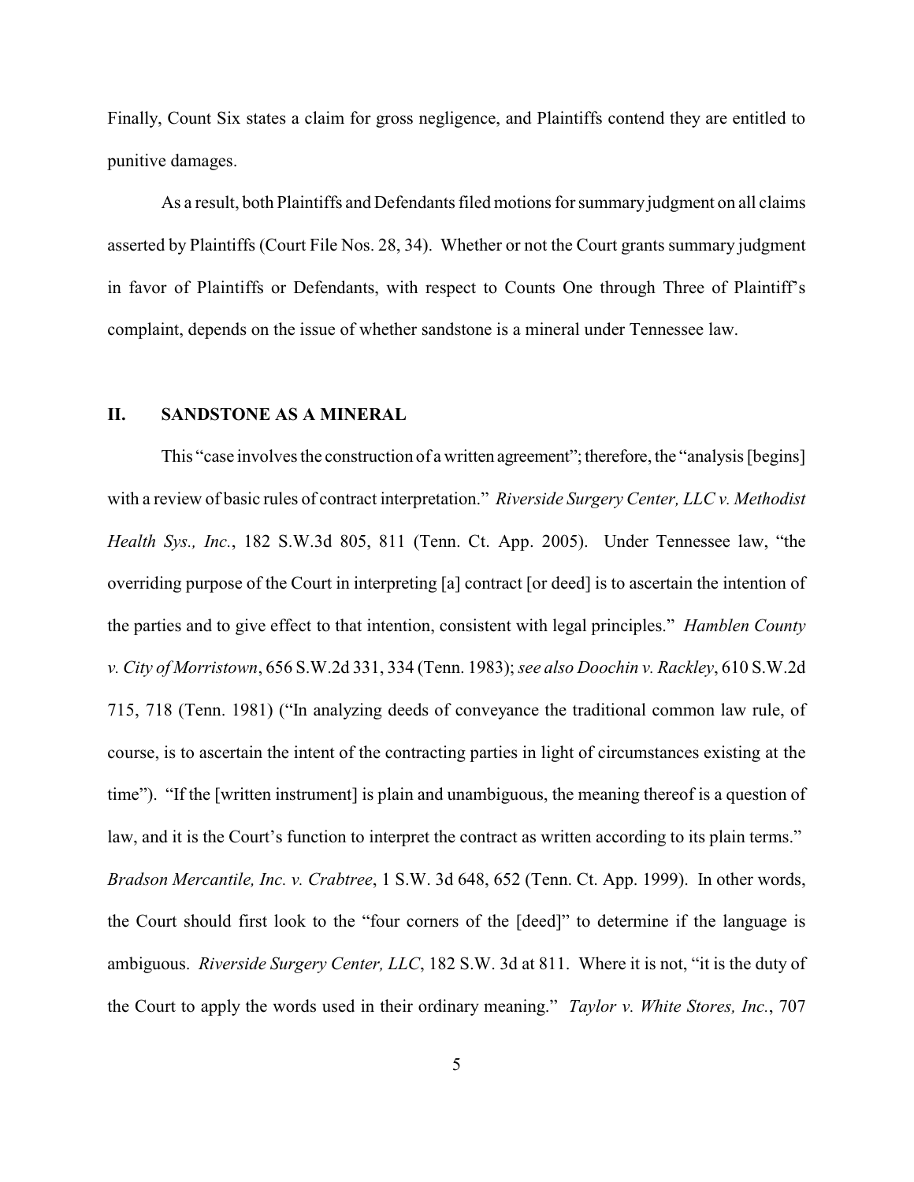Finally, Count Six states a claim for gross negligence, and Plaintiffs contend they are entitled to punitive damages.

As a result, both Plaintiffs and Defendants filed motions for summary judgment on all claims asserted by Plaintiffs (Court File Nos. 28, 34). Whether or not the Court grants summary judgment in favor of Plaintiffs or Defendants, with respect to Counts One through Three of Plaintiff's complaint, depends on the issue of whether sandstone is a mineral under Tennessee law.

## II. SANDSTONE AS A MINERAL

This "case involves the construction of a written agreement"; therefore, the "analysis [begins] with a review of basic rules of contract interpretation." *Riverside Surgery Center, LLC v. Methodist Health Sys., Inc.*, 182 S.W.3d 805, 811 (Tenn. Ct. App. 2005). Under Tennessee law, "the overriding purpose of the Court in interpreting [a] contract [or deed] is to ascertain the intention of the parties and to give effect to that intention, consistent with legal principles." *Hamblen County v. City of Morristown*, 656 S.W.2d 331, 334 (Tenn. 1983); *see also Doochin v. Rackley*, 610 S.W.2d 715, 718 (Tenn. 1981) ("In analyzing deeds of conveyance the traditional common law rule, of course, is to ascertain the intent of the contracting parties in light of circumstances existing at the time"). "If the [written instrument] is plain and unambiguous, the meaning thereof is a question of law, and it is the Court's function to interpret the contract as written according to its plain terms." *Bradson Mercantile, Inc. v. Crabtree*, 1 S.W. 3d 648, 652 (Tenn. Ct. App. 1999). In other words, the Court should first look to the "four corners of the [deed]" to determine if the language is ambiguous. *Riverside Surgery Center, LLC*, 182 S.W. 3d at 811. Where it is not, "it is the duty of the Court to apply the words used in their ordinary meaning." *Taylor v. White Stores, Inc.*, 707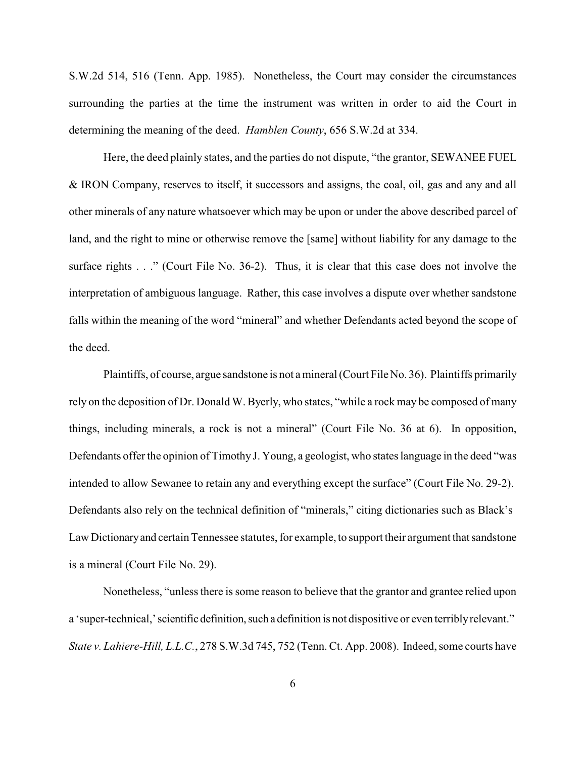S.W.2d 514, 516 (Tenn. App. 1985). Nonetheless, the Court may consider the circumstances surrounding the parties at the time the instrument was written in order to aid the Court in determining the meaning of the deed. *Hamblen County*, 656 S.W.2d at 334.

Here, the deed plainly states, and the parties do not dispute, "the grantor, SEWANEE FUEL & IRON Company, reserves to itself, it successors and assigns, the coal, oil, gas and any and all other minerals of any nature whatsoever which may be upon or under the above described parcel of land, and the right to mine or otherwise remove the [same] without liability for any damage to the surface rights . . ." (Court File No. 36-2). Thus, it is clear that this case does not involve the interpretation of ambiguous language. Rather, this case involves a dispute over whether sandstone falls within the meaning of the word "mineral" and whether Defendants acted beyond the scope of the deed.

Plaintiffs, of course, argue sandstone is not a mineral (Court File No. 36). Plaintiffs primarily rely on the deposition of Dr. Donald W. Byerly, who states, "while a rock may be composed of many things, including minerals, a rock is not a mineral" (Court File No. 36 at 6). In opposition, Defendants offer the opinion of Timothy J. Young, a geologist, who states language in the deed "was intended to allow Sewanee to retain any and everything except the surface" (Court File No. 29-2). Defendants also rely on the technical definition of "minerals," citing dictionaries such as Black's Law Dictionary and certain Tennessee statutes, for example, to support their argument that sandstone is a mineral (Court File No. 29).

Nonetheless, "unless there is some reason to believe that the grantor and grantee relied upon a 'super-technical,' scientific definition, such a definition is not dispositive or even terribly relevant." *State v. Lahiere-Hill, L.L.C.*, 278 S.W.3d 745, 752 (Tenn. Ct. App. 2008). Indeed, some courts have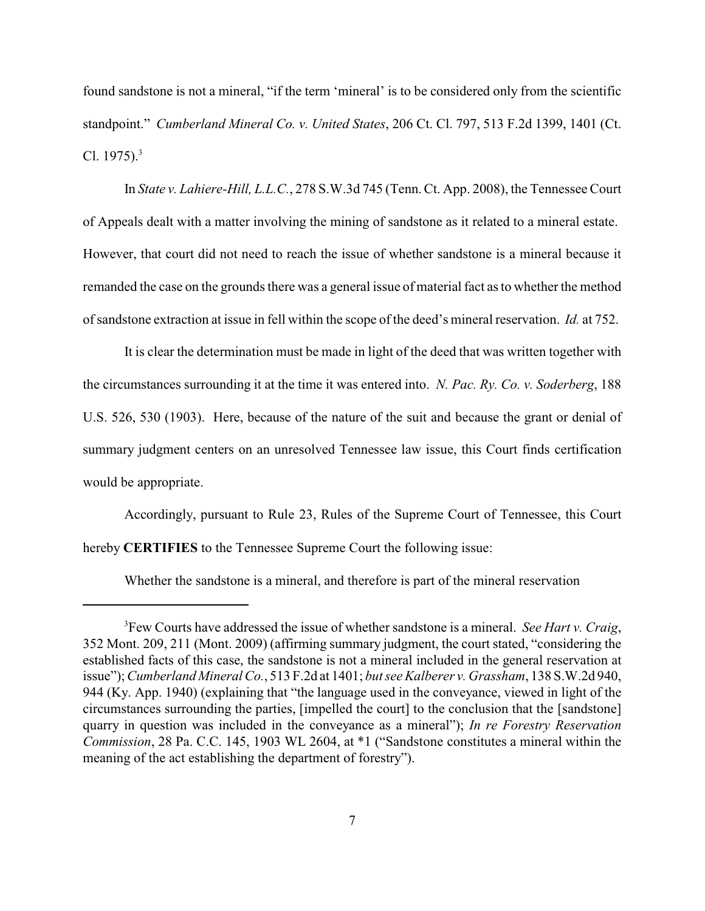found sandstone is not a mineral, "if the term 'mineral' is to be considered only from the scientific standpoint." *Cumberland Mineral Co. v. United States*, 206 Ct. Cl. 797, 513 F.2d 1399, 1401 (Ct. Cl. 1975).[3]

In *State v. Lahiere-Hill, L.L.C.*, 278 S.W.3d 745 (Tenn. Ct. App. 2008), the Tennessee Court of Appeals dealt with a matter involving the mining of sandstone as it related to a mineral estate. However, that court did not need to reach the issue of whether sandstone is a mineral because it remanded the case on the grounds there was a general issue of material fact as to whether the method of sandstone extraction at issue in fell within the scope of the deed's mineral reservation. *Id.* at 752.

It is clear the determination must be made in light of the deed that was written together with the circumstances surrounding it at the time it was entered into. *N. Pac. Ry. Co. v. Soderberg*, 188 U.S. 526, 530 (1903). Here, because of the nature of the suit and because the grant or denial of summary judgment centers on an unresolved Tennessee law issue, this Court finds certification would be appropriate.

Accordingly, pursuant to Rule 23, Rules of the Supreme Court of Tennessee, this Court hereby **CERTIFIES** to the Tennessee Supreme Court the following issue:

Whether the sandstone is a mineral, and therefore is part of the mineral reservation

---

[3] Few Courts have addressed the issue of whether sandstone is a mineral. *See Hart v. Craig*, 352 Mont. 209, 211 (Mont. 2009) (affirming summary judgment, the court stated, "considering the established facts of this case, the sandstone is not a mineral included in the general reservation at issue"); *Cumberland Mineral Co.*, 513 F.2d at 1401; *but see Kalberer v. Grassham*, 138 S.W.2d 940, 944 (Ky. App. 1940) (explaining that "the language used in the conveyance, viewed in light of the circumstances surrounding the parties, [impelled the court] to the conclusion that the [sandstone] quarry in question was included in the conveyance as a mineral"); *In re Forestry Reservation Commission*, 28 Pa. C.C. 145, 1903 WL 2604, at *1 ("Sandstone constitutes a mineral within the meaning of the act establishing the department of forestry").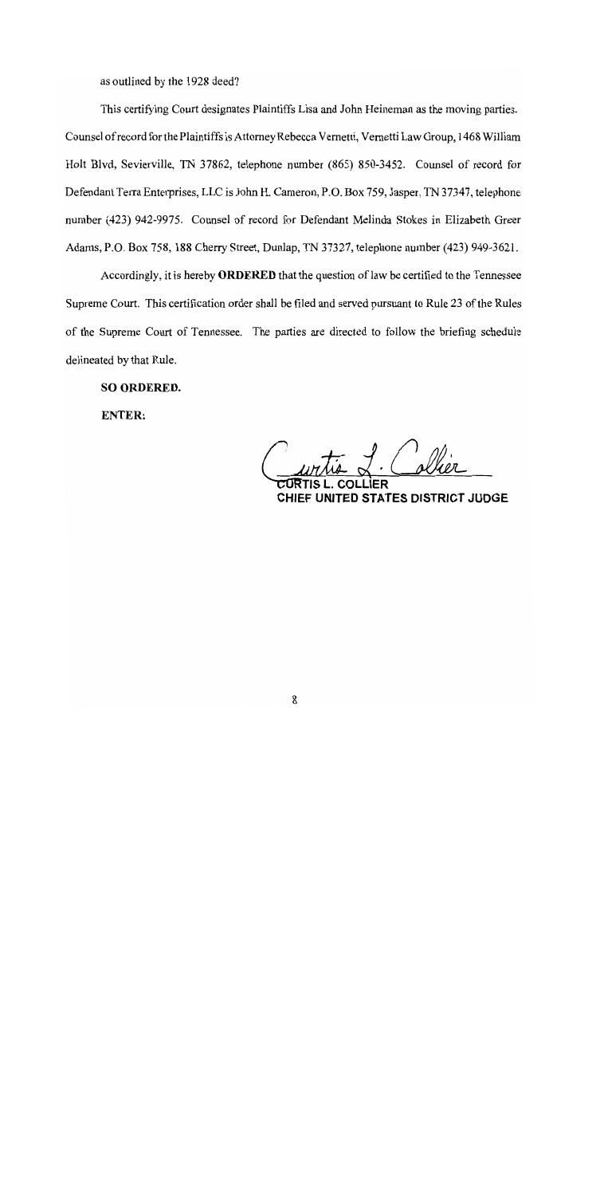as outlined by the 1928 deed?

This certifying Court designates Plaintiffs Lisa and John Heineman as the moving parties. Counsel of record for the Plaintiffs is Attorney Rebecca Vernetti, Vernetti Law Group, 1468 William Holt Blvd, Sevierville, TN 37862, telephone number (865) 850-3452. Counsel of record for Defendant Terra Enterprises, LLC is John H. Cameron, P.O. Box 759, Jasper, TN 37347, telephone number (423) 942-9975. Counsel of record for Defendant Melinda Stokes in Elizabeth Greer Adams, P.O. Box 758, 188 Cherry Street, Dunlap, TN 37327, telephone number (423) 949-3621.

Accordingly, it is hereby **ORDERED** that the question of law be certified to the Tennessee Supreme Court. This certification order shall be filed and served pursuant to Rule 23 of the Rules of the Supreme Court of Tennessee. The parties are directed to follow the briefing schedule delineated by that Rule.

**SO ORDERED.**

**ENTER:**

Curtis L. Collier

**CURTIS L. COLLIER**
**CHIEF UNITED STATES DISTRICT JUDGE**